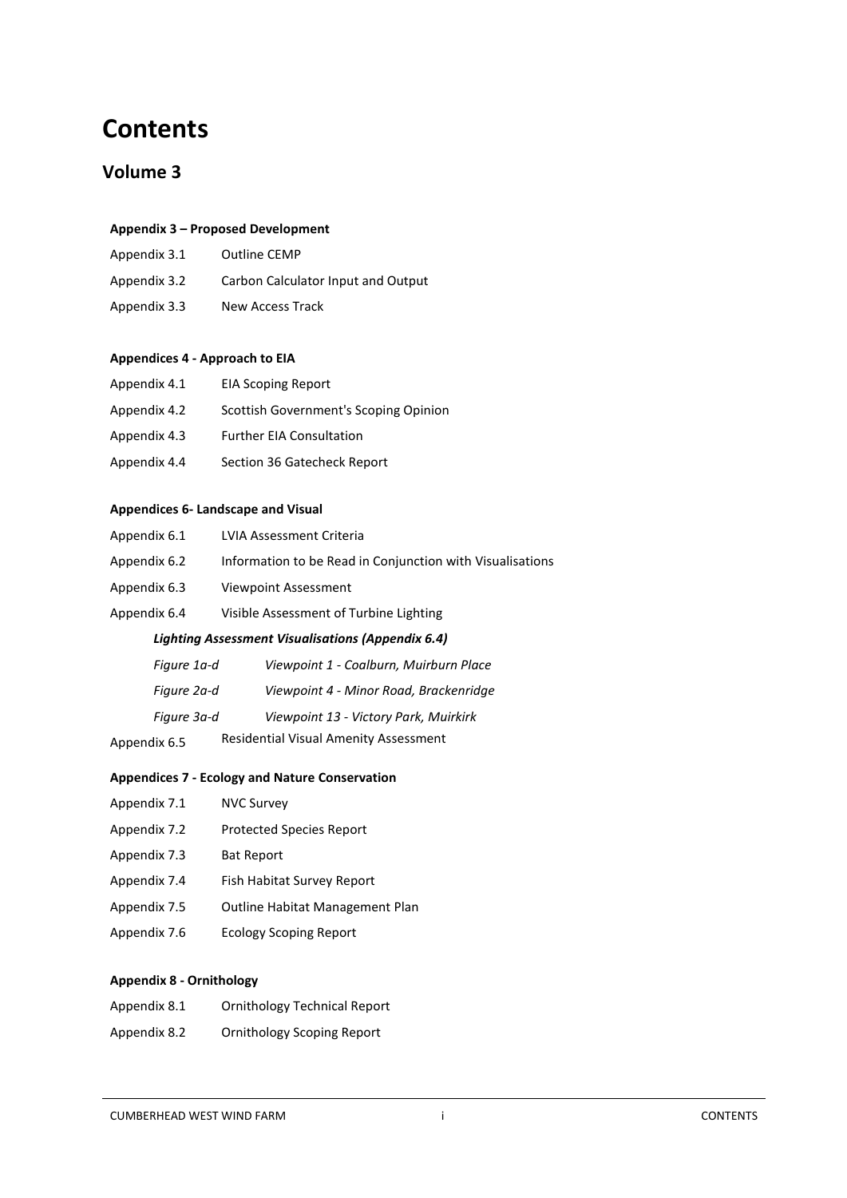# Contents

## Volume 3

**Appendix 3 – Proposed Development**

| | |
|---|---|
| Appendix 3.1 | Outline CEMP |
| Appendix 3.2 | Carbon Calculator Input and Output |
| Appendix 3.3 | New Access Track |

**Appendices 4 - Approach to EIA**

| | |
|---|---|
| Appendix 4.1 | EIA Scoping Report |
| Appendix 4.2 | Scottish Government's Scoping Opinion |
| Appendix 4.3 | Further EIA Consultation |
| Appendix 4.4 | Section 36 Gatecheck Report |

**Appendices 6- Landscape and Visual**

| | |
|---|---|
| Appendix 6.1 | LVIA Assessment Criteria |
| Appendix 6.2 | Information to be Read in Conjunction with Visualisations |
| Appendix 6.3 | Viewpoint Assessment |
| Appendix 6.4 | Visible Assessment of Turbine Lighting |

***Lighting Assessment Visualisations (Appendix 6.4)***

| | |
|---|---|
| *Figure 1a-d* | *Viewpoint 1 - Coalburn, Muirburn Place* |
| *Figure 2a-d* | *Viewpoint 4 - Minor Road, Brackenridge* |
| *Figure 3a-d* | *Viewpoint 13 - Victory Park, Muirkirk* |

| | |
|---|---|
| Appendix 6.5 | Residential Visual Amenity Assessment |

**Appendices 7 - Ecology and Nature Conservation**

| | |
|---|---|
| Appendix 7.1 | NVC Survey |
| Appendix 7.2 | Protected Species Report |
| Appendix 7.3 | Bat Report |
| Appendix 7.4 | Fish Habitat Survey Report |
| Appendix 7.5 | Outline Habitat Management Plan |
| Appendix 7.6 | Ecology Scoping Report |

**Appendix 8 - Ornithology**

| | |
|---|---|
| Appendix 8.1 | Ornithology Technical Report |
| Appendix 8.2 | Ornithology Scoping Report |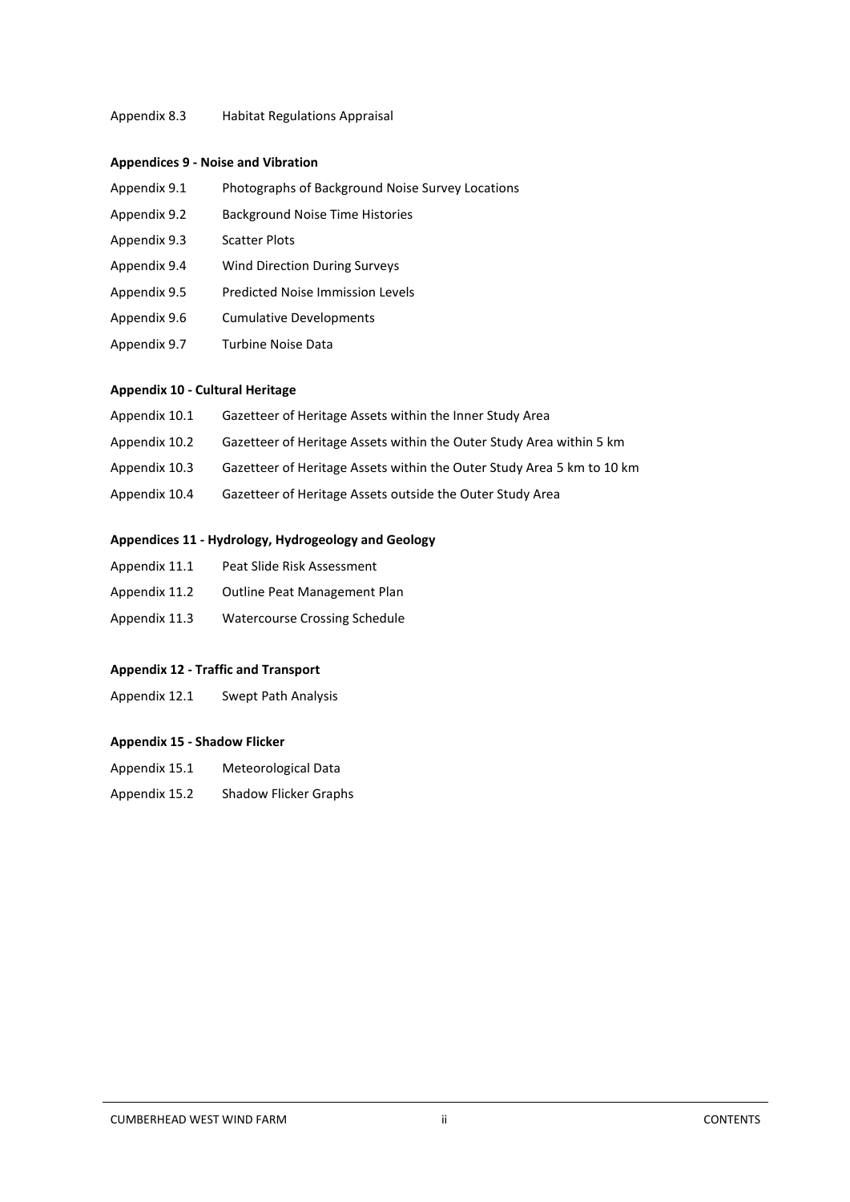Appendix 8.3 Habitat Regulations Appraisal

**Appendices 9 - Noise and Vibration**

Appendix 9.1 Photographs of Background Noise Survey Locations

Appendix 9.2 Background Noise Time Histories

Appendix 9.3 Scatter Plots

Appendix 9.4 Wind Direction During Surveys

Appendix 9.5 Predicted Noise Immission Levels

Appendix 9.6 Cumulative Developments

Appendix 9.7 Turbine Noise Data

**Appendix 10 - Cultural Heritage**

Appendix 10.1 Gazetteer of Heritage Assets within the Inner Study Area

Appendix 10.2 Gazetteer of Heritage Assets within the Outer Study Area within 5 km

Appendix 10.3 Gazetteer of Heritage Assets within the Outer Study Area 5 km to 10 km

Appendix 10.4 Gazetteer of Heritage Assets outside the Outer Study Area

**Appendices 11 - Hydrology, Hydrogeology and Geology**

Appendix 11.1 Peat Slide Risk Assessment

Appendix 11.2 Outline Peat Management Plan

Appendix 11.3 Watercourse Crossing Schedule

**Appendix 12 - Traffic and Transport**

Appendix 12.1 Swept Path Analysis

**Appendix 15 - Shadow Flicker**

Appendix 15.1 Meteorological Data

Appendix 15.2 Shadow Flicker Graphs